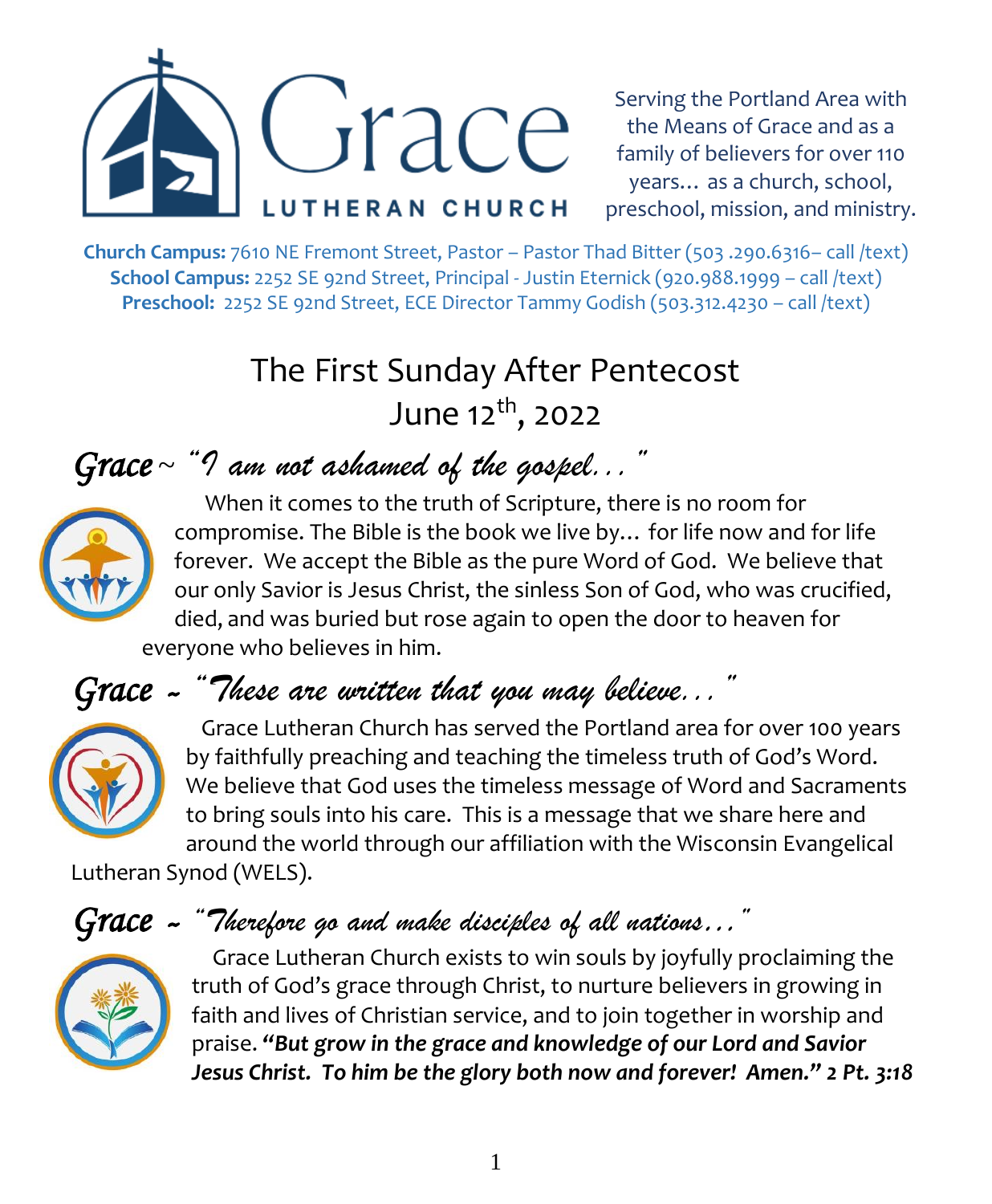# Grace LUTHERAN CHURCH

Serving the Portland Area with the Means of Grace and as a family of believers for over 110 years… as a church, school, preschool, mission, and ministry.

**Church Campus:** 7610 NE Fremont Street, Pastor – Pastor Thad Bitter (503 .290.6316– call /text)
**School Campus:** 2252 SE 92nd Street, Principal - Justin Eternick (920.988.1999 – call /text)
**Preschool:** 2252 SE 92nd Street, ECE Director Tammy Godish (503.312.4230 – call /text)

## The First Sunday After Pentecost
## June 12th, 2022

### *Grace ~ "I am not ashamed of the gospel…"*

When it comes to the truth of Scripture, there is no room for compromise. The Bible is the book we live by… for life now and for life forever. We accept the Bible as the pure Word of God. We believe that our only Savior is Jesus Christ, the sinless Son of God, who was crucified, died, and was buried but rose again to open the door to heaven for everyone who believes in him.

### *Grace ~ "These are written that you may believe…"*

Grace Lutheran Church has served the Portland area for over 100 years by faithfully preaching and teaching the timeless truth of God's Word. We believe that God uses the timeless message of Word and Sacraments to bring souls into his care. This is a message that we share here and around the world through our affiliation with the Wisconsin Evangelical Lutheran Synod (WELS).

### *Grace ~ "Therefore go and make disciples of all nations…"*

Grace Lutheran Church exists to win souls by joyfully proclaiming the truth of God's grace through Christ, to nurture believers in growing in faith and lives of Christian service, and to join together in worship and praise. ***"But grow in the grace and knowledge of our Lord and Savior Jesus Christ. To him be the glory both now and forever! Amen." 2 Pt. 3:18***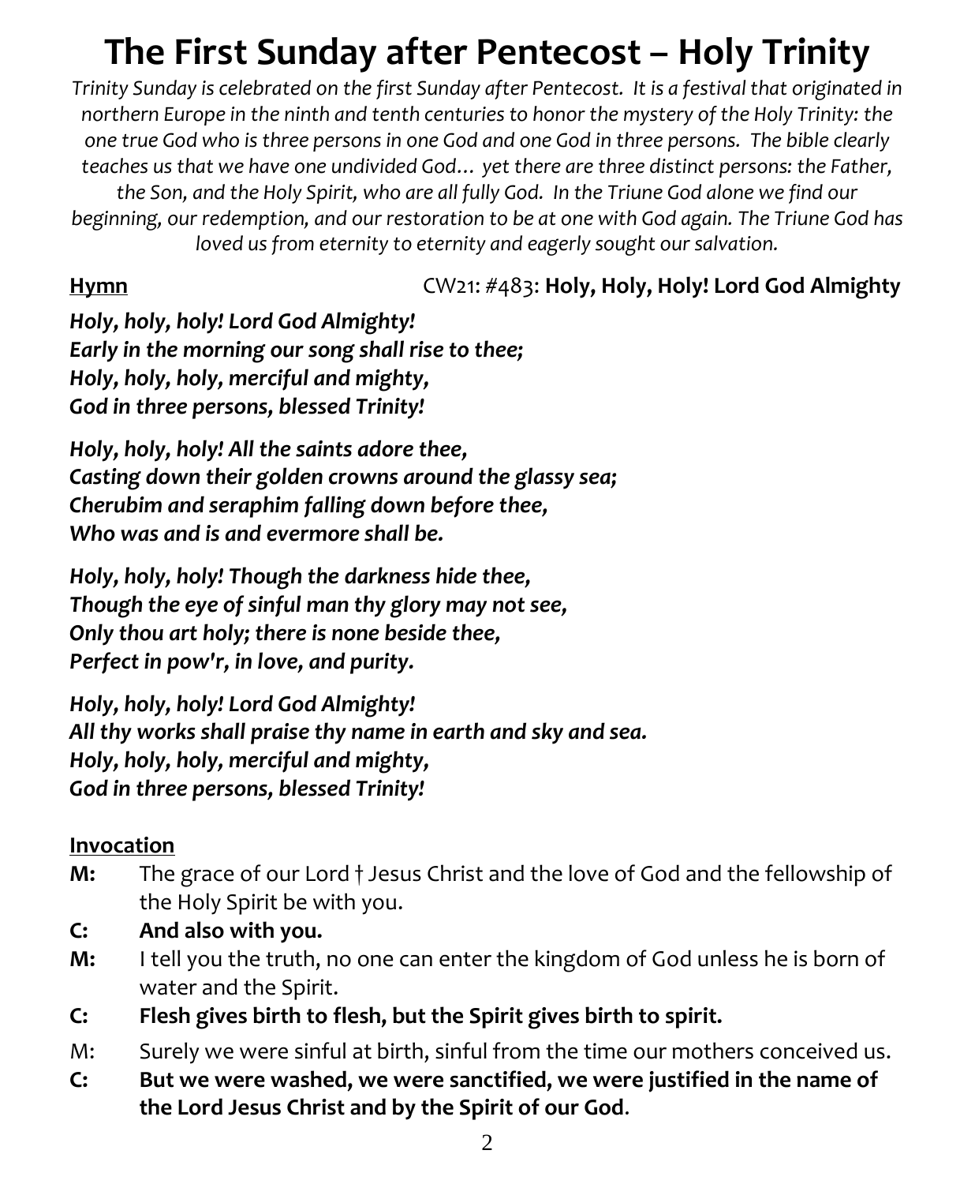# The First Sunday after Pentecost – Holy Trinity

*Trinity Sunday is celebrated on the first Sunday after Pentecost. It is a festival that originated in northern Europe in the ninth and tenth centuries to honor the mystery of the Holy Trinity: the one true God who is three persons in one God and one God in three persons. The bible clearly teaches us that we have one undivided God… yet there are three distinct persons: the Father, the Son, and the Holy Spirit, who are all fully God. In the Triune God alone we find our beginning, our redemption, and our restoration to be at one with God again. The Triune God has loved us from eternity to eternity and eagerly sought our salvation.*

**Hymn** CW21: #483: **Holy, Holy, Holy! Lord God Almighty**

***Holy, holy, holy! Lord God Almighty!***
***Early in the morning our song shall rise to thee;***
***Holy, holy, holy, merciful and mighty,***
***God in three persons, blessed Trinity!***

***Holy, holy, holy! All the saints adore thee,***
***Casting down their golden crowns around the glassy sea;***
***Cherubim and seraphim falling down before thee,***
***Who was and is and evermore shall be.***

***Holy, holy, holy! Though the darkness hide thee,***
***Though the eye of sinful man thy glory may not see,***
***Only thou art holy; there is none beside thee,***
***Perfect in pow'r, in love, and purity.***

***Holy, holy, holy! Lord God Almighty!***
***All thy works shall praise thy name in earth and sky and sea.***
***Holy, holy, holy, merciful and mighty,***
***God in three persons, blessed Trinity!***

**Invocation**

**M:** The grace of our Lord † Jesus Christ and the love of God and the fellowship of the Holy Spirit be with you.

**C: And also with you.**

**M:** I tell you the truth, no one can enter the kingdom of God unless he is born of water and the Spirit.

**C: Flesh gives birth to flesh, but the Spirit gives birth to spirit.**

M: Surely we were sinful at birth, sinful from the time our mothers conceived us.

**C: But we were washed, we were sanctified, we were justified in the name of the Lord Jesus Christ and by the Spirit of our God**.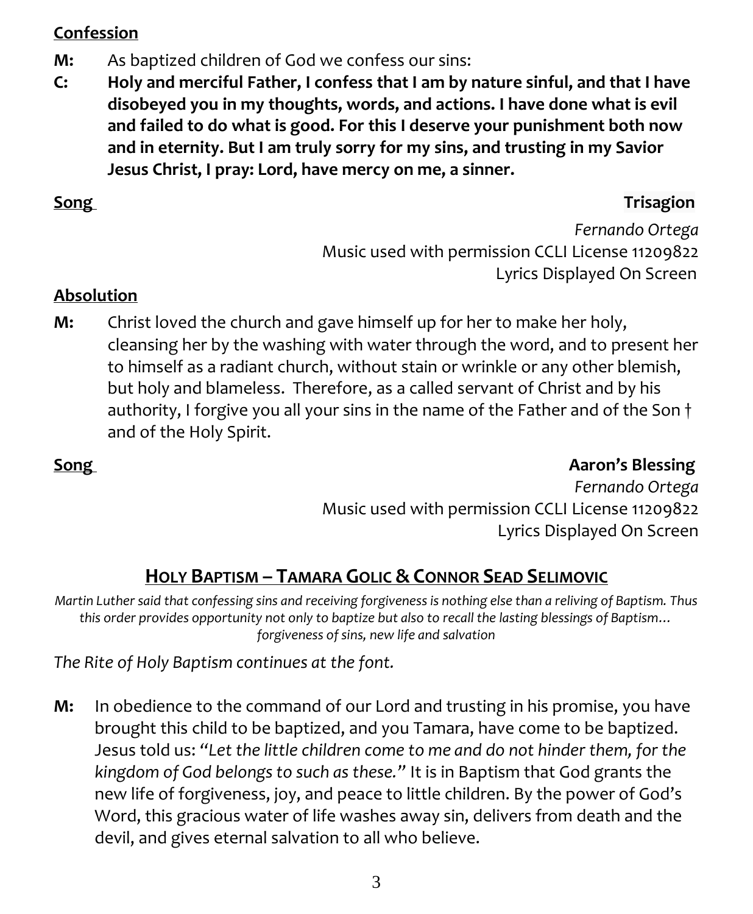**Confession**

**M:** As baptized children of God we confess our sins:

**C: Holy and merciful Father, I confess that I am by nature sinful, and that I have disobeyed you in my thoughts, words, and actions. I have done what is evil and failed to do what is good. For this I deserve your punishment both now and in eternity. But I am truly sorry for my sins, and trusting in my Savior Jesus Christ, I pray: Lord, have mercy on me, a sinner.**

**Song** **Trisagion**

*Fernando Ortega*
Music used with permission CCLI License 11209822
Lyrics Displayed On Screen

**Absolution**

**M:** Christ loved the church and gave himself up for her to make her holy, cleansing her by the washing with water through the word, and to present her to himself as a radiant church, without stain or wrinkle or any other blemish, but holy and blameless. Therefore, as a called servant of Christ and by his authority, I forgive you all your sins in the name of the Father and of the Son † and of the Holy Spirit.

**Song** **Aaron's Blessing**

*Fernando Ortega*
Music used with permission CCLI License 11209822
Lyrics Displayed On Screen

## HOLY BAPTISM – TAMARA GOLIC & CONNOR SEAD SELIMOVIC

*Martin Luther said that confessing sins and receiving forgiveness is nothing else than a reliving of Baptism. Thus this order provides opportunity not only to baptize but also to recall the lasting blessings of Baptism… forgiveness of sins, new life and salvation*

*The Rite of Holy Baptism continues at the font.*

**M:** In obedience to the command of our Lord and trusting in his promise, you have brought this child to be baptized, and you Tamara, have come to be baptized. Jesus told us: *"Let the little children come to me and do not hinder them, for the kingdom of God belongs to such as these."* It is in Baptism that God grants the new life of forgiveness, joy, and peace to little children. By the power of God's Word, this gracious water of life washes away sin, delivers from death and the devil, and gives eternal salvation to all who believe.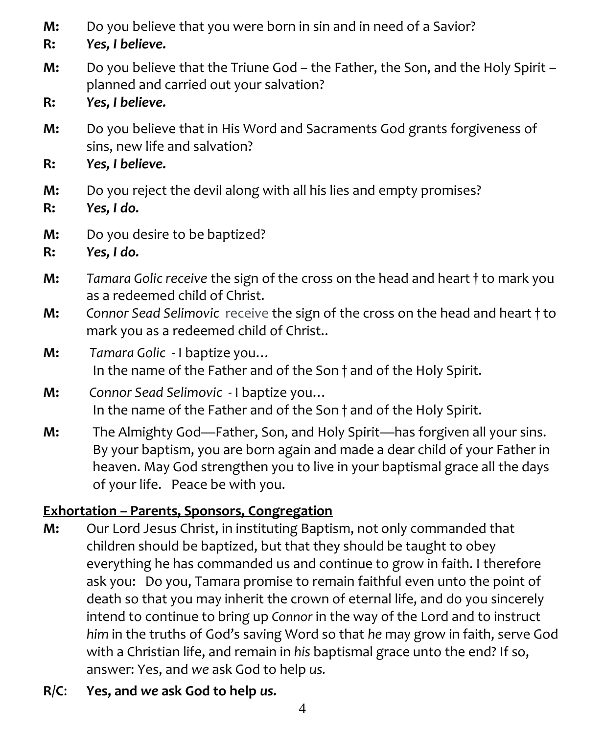**M:** Do you believe that you were born in sin and in need of a Savior?

**R:** ***Yes, I believe.***

**M:** Do you believe that the Triune God – the Father, the Son, and the Holy Spirit – planned and carried out your salvation?

**R:** ***Yes, I believe.***

**M:** Do you believe that in His Word and Sacraments God grants forgiveness of sins, new life and salvation?

**R:** ***Yes, I believe.***

**M:** Do you reject the devil along with all his lies and empty promises?

**R:** ***Yes, I do.***

**M:** Do you desire to be baptized?

**R:** ***Yes, I do.***

**M:** *Tamara Golic receive* the sign of the cross on the head and heart † to mark you as a redeemed child of Christ.

**M:** *Connor Sead Selimovic* receive the sign of the cross on the head and heart † to mark you as a redeemed child of Christ..

**M:** *Tamara Golic* - I baptize you…
In the name of the Father and of the Son † and of the Holy Spirit.

**M:** *Connor Sead Selimovic* - I baptize you…
In the name of the Father and of the Son † and of the Holy Spirit.

**M:** The Almighty God—Father, Son, and Holy Spirit—has forgiven all your sins. By your baptism, you are born again and made a dear child of your Father in heaven. May God strengthen you to live in your baptismal grace all the days of your life. Peace be with you.

**<u>Exhortation – Parents, Sponsors, Congregation</u>**

**M:** Our Lord Jesus Christ, in instituting Baptism, not only commanded that children should be baptized, but that they should be taught to obey everything he has commanded us and continue to grow in faith. I therefore ask you: Do you, Tamara promise to remain faithful even unto the point of death so that you may inherit the crown of eternal life, and do you sincerely intend to continue to bring up *Connor* in the way of the Lord and to instruct *him* in the truths of God's saving Word so that *he* may grow in faith, serve God with a Christian life, and remain in *his* baptismal grace unto the end? If so, answer: Yes, and *we* ask God to help *us.*

**R/C:** **Yes, and *we* ask God to help *us.***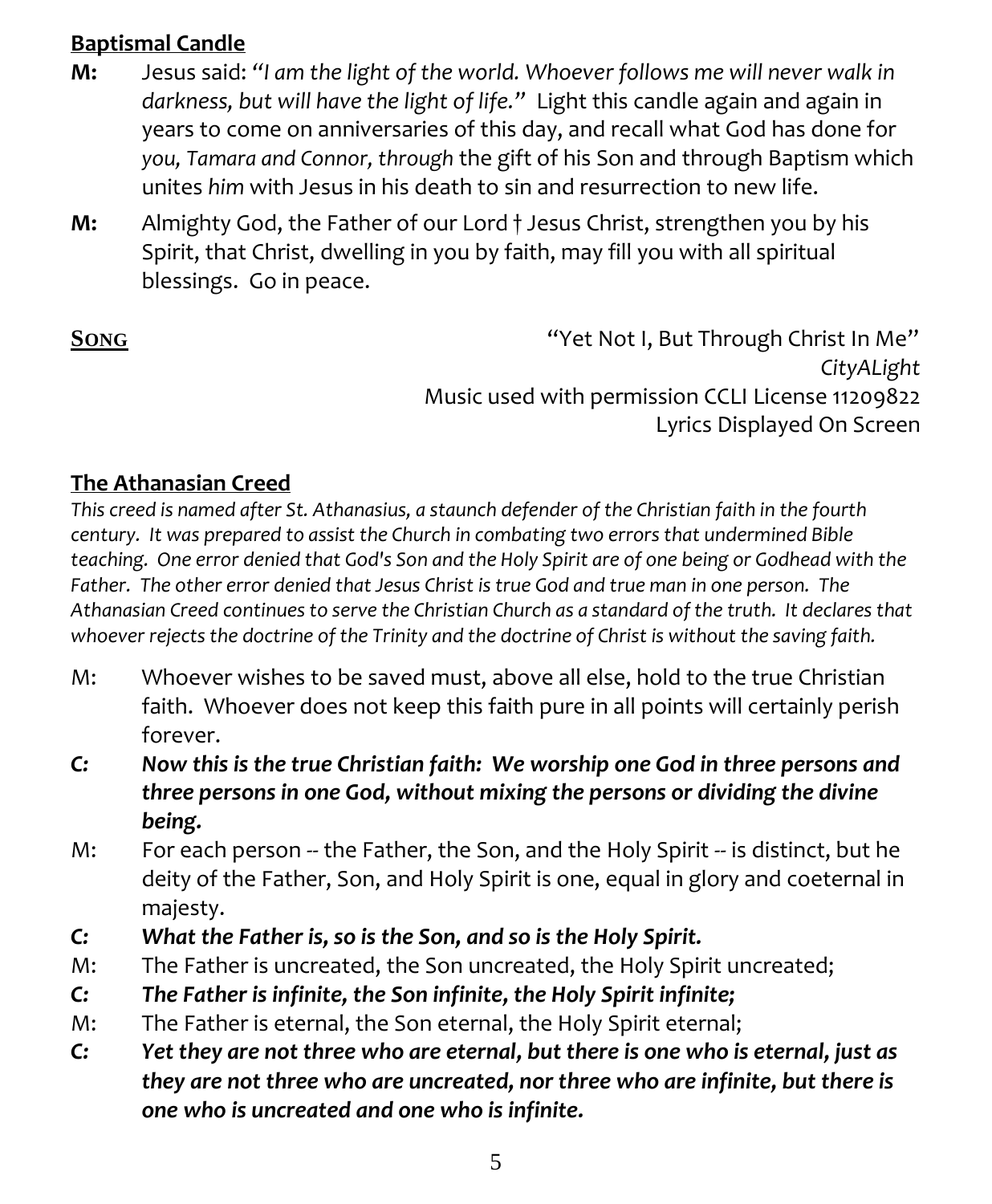**Baptismal Candle**

**M:** Jesus said: *"I am the light of the world. Whoever follows me will never walk in darkness, but will have the light of life."* Light this candle again and again in years to come on anniversaries of this day, and recall what God has done for *you, Tamara and Connor, through* the gift of his Son and through Baptism which unites *him* with Jesus in his death to sin and resurrection to new life.

**M:** Almighty God, the Father of our Lord † Jesus Christ, strengthen you by his Spirit, that Christ, dwelling in you by faith, may fill you with all spiritual blessings. Go in peace.

**Song** "Yet Not I, But Through Christ In Me"
*CityALight*
Music used with permission CCLI License 11209822
Lyrics Displayed On Screen

**The Athanasian Creed**

*This creed is named after St. Athanasius, a staunch defender of the Christian faith in the fourth century. It was prepared to assist the Church in combating two errors that undermined Bible teaching. One error denied that God's Son and the Holy Spirit are of one being or Godhead with the Father. The other error denied that Jesus Christ is true God and true man in one person. The Athanasian Creed continues to serve the Christian Church as a standard of the truth. It declares that whoever rejects the doctrine of the Trinity and the doctrine of Christ is without the saving faith.*

M: Whoever wishes to be saved must, above all else, hold to the true Christian faith. Whoever does not keep this faith pure in all points will certainly perish forever.

***C: Now this is the true Christian faith: We worship one God in three persons and three persons in one God, without mixing the persons or dividing the divine being.***

M: For each person -- the Father, the Son, and the Holy Spirit -- is distinct, but he deity of the Father, Son, and Holy Spirit is one, equal in glory and coeternal in majesty.

***C: What the Father is, so is the Son, and so is the Holy Spirit.***

M: The Father is uncreated, the Son uncreated, the Holy Spirit uncreated;

***C: The Father is infinite, the Son infinite, the Holy Spirit infinite;***

M: The Father is eternal, the Son eternal, the Holy Spirit eternal;

***C: Yet they are not three who are eternal, but there is one who is eternal, just as they are not three who are uncreated, nor three who are infinite, but there is one who is uncreated and one who is infinite.***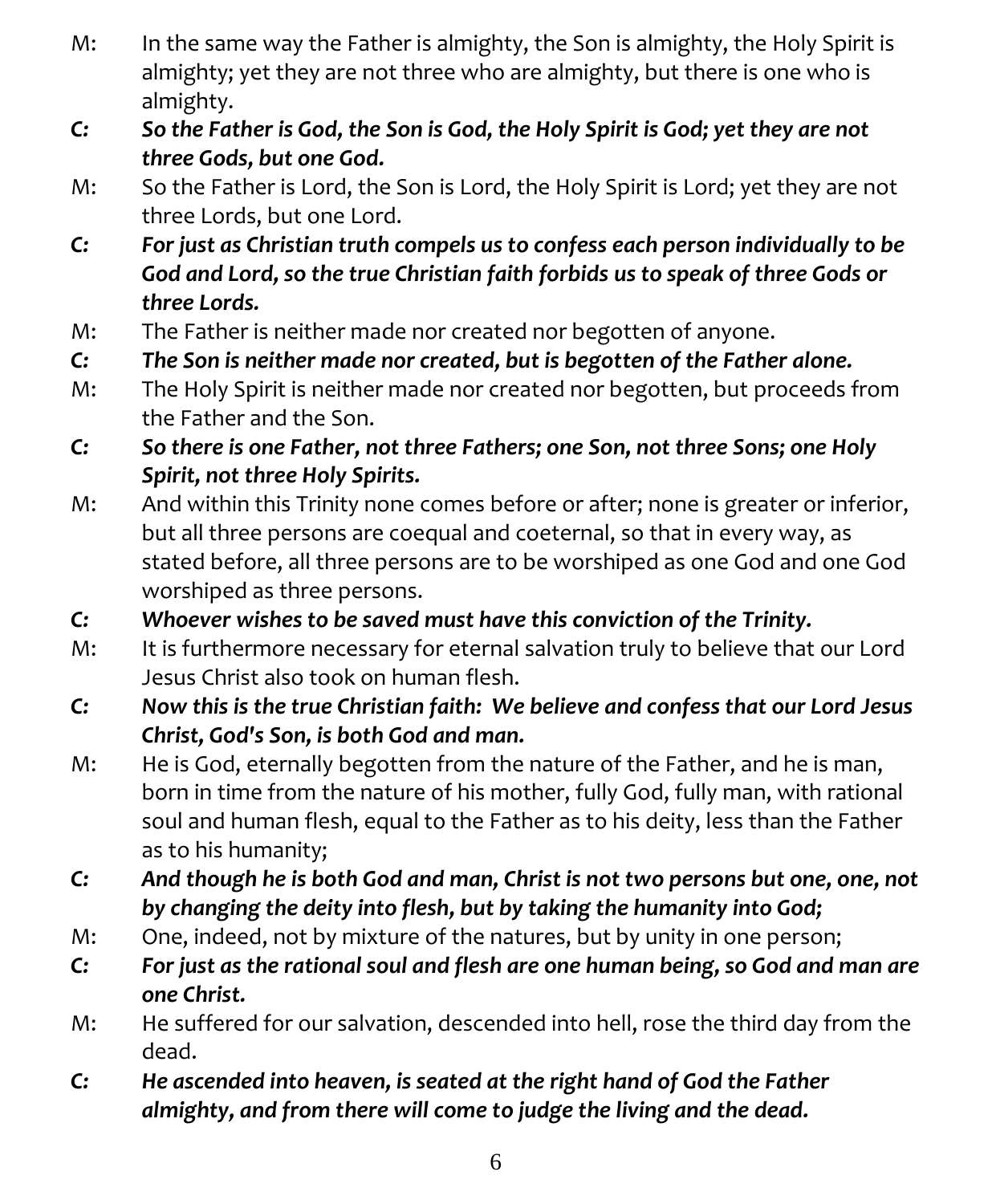M: In the same way the Father is almighty, the Son is almighty, the Holy Spirit is almighty; yet they are not three who are almighty, but there is one who is almighty.

***C: So the Father is God, the Son is God, the Holy Spirit is God; yet they are not three Gods, but one God.***

M: So the Father is Lord, the Son is Lord, the Holy Spirit is Lord; yet they are not three Lords, but one Lord.

***C: For just as Christian truth compels us to confess each person individually to be God and Lord, so the true Christian faith forbids us to speak of three Gods or three Lords.***

M: The Father is neither made nor created nor begotten of anyone.

***C: The Son is neither made nor created, but is begotten of the Father alone.***

M: The Holy Spirit is neither made nor created nor begotten, but proceeds from the Father and the Son.

***C: So there is one Father, not three Fathers; one Son, not three Sons; one Holy Spirit, not three Holy Spirits.***

M: And within this Trinity none comes before or after; none is greater or inferior, but all three persons are coequal and coeternal, so that in every way, as stated before, all three persons are to be worshiped as one God and one God worshiped as three persons.

***C: Whoever wishes to be saved must have this conviction of the Trinity.***

M: It is furthermore necessary for eternal salvation truly to believe that our Lord Jesus Christ also took on human flesh.

***C: Now this is the true Christian faith: We believe and confess that our Lord Jesus Christ, God's Son, is both God and man.***

M: He is God, eternally begotten from the nature of the Father, and he is man, born in time from the nature of his mother, fully God, fully man, with rational soul and human flesh, equal to the Father as to his deity, less than the Father as to his humanity;

***C: And though he is both God and man, Christ is not two persons but one, one, not by changing the deity into flesh, but by taking the humanity into God;***

M: One, indeed, not by mixture of the natures, but by unity in one person;

***C: For just as the rational soul and flesh are one human being, so God and man are one Christ.***

M: He suffered for our salvation, descended into hell, rose the third day from the dead.

***C: He ascended into heaven, is seated at the right hand of God the Father almighty, and from there will come to judge the living and the dead.***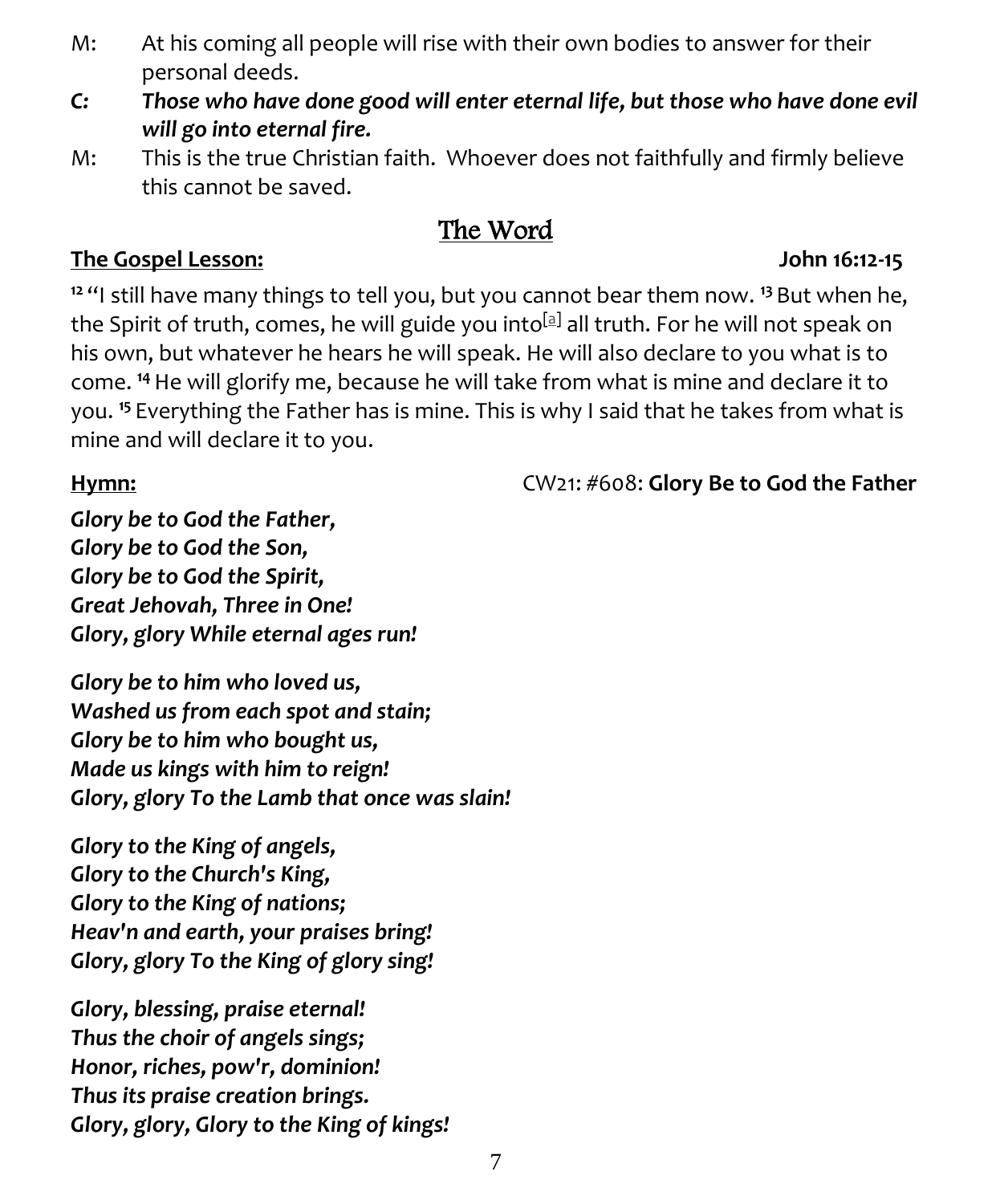M: At his coming all people will rise with their own bodies to answer for their personal deeds.

***C: Those who have done good will enter eternal life, but those who have done evil will go into eternal fire.***

M: This is the true Christian faith. Whoever does not faithfully and firmly believe this cannot be saved.

# The Word

**The Gospel Lesson:** **John 16:12-15**

**12** "I still have many things to tell you, but you cannot bear them now. **13** But when he, the Spirit of truth, comes, he will guide you into[a] all truth. For he will not speak on his own, but whatever he hears he will speak. He will also declare to you what is to come. **14** He will glorify me, because he will take from what is mine and declare it to you. **15** Everything the Father has is mine. This is why I said that he takes from what is mine and will declare it to you.

**Hymn:** CW21: #608: **Glory Be to God the Father**

***Glory be to God the Father,***
***Glory be to God the Son,***
***Glory be to God the Spirit,***
***Great Jehovah, Three in One!***
***Glory, glory While eternal ages run!***

***Glory be to him who loved us,***
***Washed us from each spot and stain;***
***Glory be to him who bought us,***
***Made us kings with him to reign!***
***Glory, glory To the Lamb that once was slain!***

***Glory to the King of angels,***
***Glory to the Church's King,***
***Glory to the King of nations;***
***Heav'n and earth, your praises bring!***
***Glory, glory To the King of glory sing!***

***Glory, blessing, praise eternal!***
***Thus the choir of angels sings;***
***Honor, riches, pow'r, dominion!***
***Thus its praise creation brings.***
***Glory, glory, Glory to the King of kings!***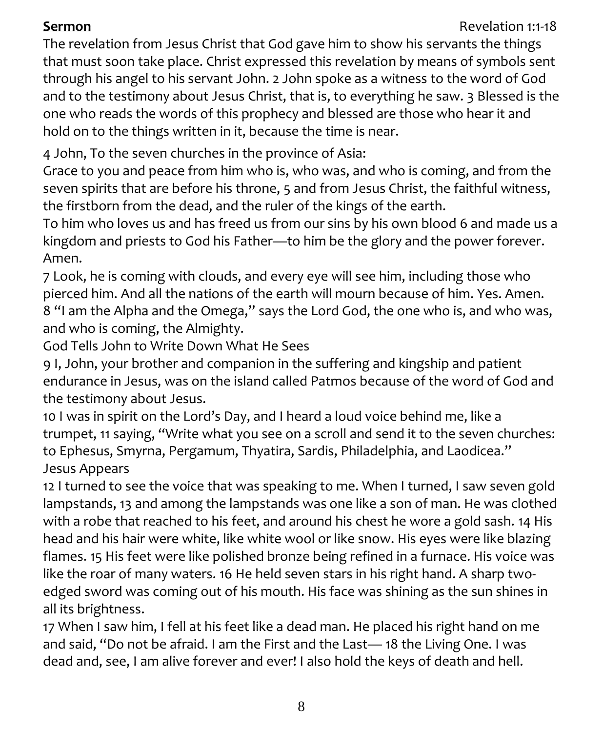**Sermon** Revelation 1:1-18

The revelation from Jesus Christ that God gave him to show his servants the things that must soon take place. Christ expressed this revelation by means of symbols sent through his angel to his servant John. 2 John spoke as a witness to the word of God and to the testimony about Jesus Christ, that is, to everything he saw. 3 Blessed is the one who reads the words of this prophecy and blessed are those who hear it and hold on to the things written in it, because the time is near.

4 John, To the seven churches in the province of Asia:
Grace to you and peace from him who is, who was, and who is coming, and from the seven spirits that are before his throne, 5 and from Jesus Christ, the faithful witness, the firstborn from the dead, and the ruler of the kings of the earth.
To him who loves us and has freed us from our sins by his own blood 6 and made us a kingdom and priests to God his Father—to him be the glory and the power forever. Amen.
7 Look, he is coming with clouds, and every eye will see him, including those who pierced him. And all the nations of the earth will mourn because of him. Yes. Amen.
8 "I am the Alpha and the Omega," says the Lord God, the one who is, and who was, and who is coming, the Almighty.
God Tells John to Write Down What He Sees
9 I, John, your brother and companion in the suffering and kingship and patient endurance in Jesus, was on the island called Patmos because of the word of God and the testimony about Jesus.
10 I was in spirit on the Lord's Day, and I heard a loud voice behind me, like a trumpet, 11 saying, "Write what you see on a scroll and send it to the seven churches: to Ephesus, Smyrna, Pergamum, Thyatira, Sardis, Philadelphia, and Laodicea."
Jesus Appears
12 I turned to see the voice that was speaking to me. When I turned, I saw seven gold lampstands, 13 and among the lampstands was one like a son of man. He was clothed with a robe that reached to his feet, and around his chest he wore a gold sash. 14 His head and his hair were white, like white wool or like snow. His eyes were like blazing flames. 15 His feet were like polished bronze being refined in a furnace. His voice was like the roar of many waters. 16 He held seven stars in his right hand. A sharp two-edged sword was coming out of his mouth. His face was shining as the sun shines in all its brightness.
17 When I saw him, I fell at his feet like a dead man. He placed his right hand on me and said, "Do not be afraid. I am the First and the Last— 18 the Living One. I was dead and, see, I am alive forever and ever! I also hold the keys of death and hell.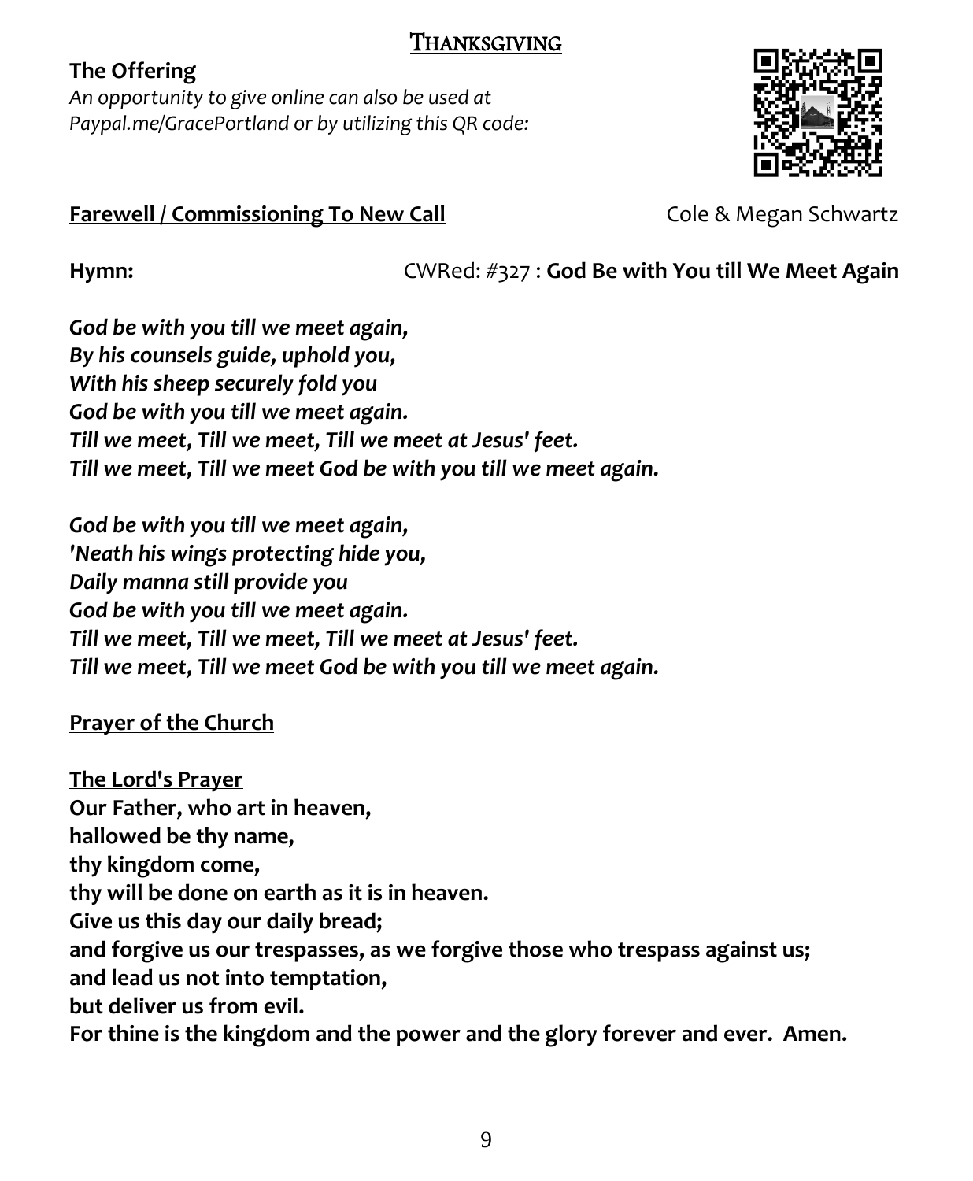# THANKSGIVING

**The Offering**

*An opportunity to give online can also be used at Paypal.me/GracePortland or by utilizing this QR code:*

**Farewell / Commissioning To New Call** Cole & Megan Schwartz

**Hymn:** CWRed: #327 : **God Be with You till We Meet Again**

***God be with you till we meet again,***
***By his counsels guide, uphold you,***
***With his sheep securely fold you***
***God be with you till we meet again.***
***Till we meet, Till we meet, Till we meet at Jesus' feet.***
***Till we meet, Till we meet God be with you till we meet again.***

***God be with you till we meet again,***
***'Neath his wings protecting hide you,***
***Daily manna still provide you***
***God be with you till we meet again.***
***Till we meet, Till we meet, Till we meet at Jesus' feet.***
***Till we meet, Till we meet God be with you till we meet again.***

**Prayer of the Church**

**The Lord's Prayer**

**Our Father, who art in heaven,**
**hallowed be thy name,**
**thy kingdom come,**
**thy will be done on earth as it is in heaven.**
**Give us this day our daily bread;**
**and forgive us our trespasses, as we forgive those who trespass against us;**
**and lead us not into temptation,**
**but deliver us from evil.**
**For thine is the kingdom and the power and the glory forever and ever. Amen.**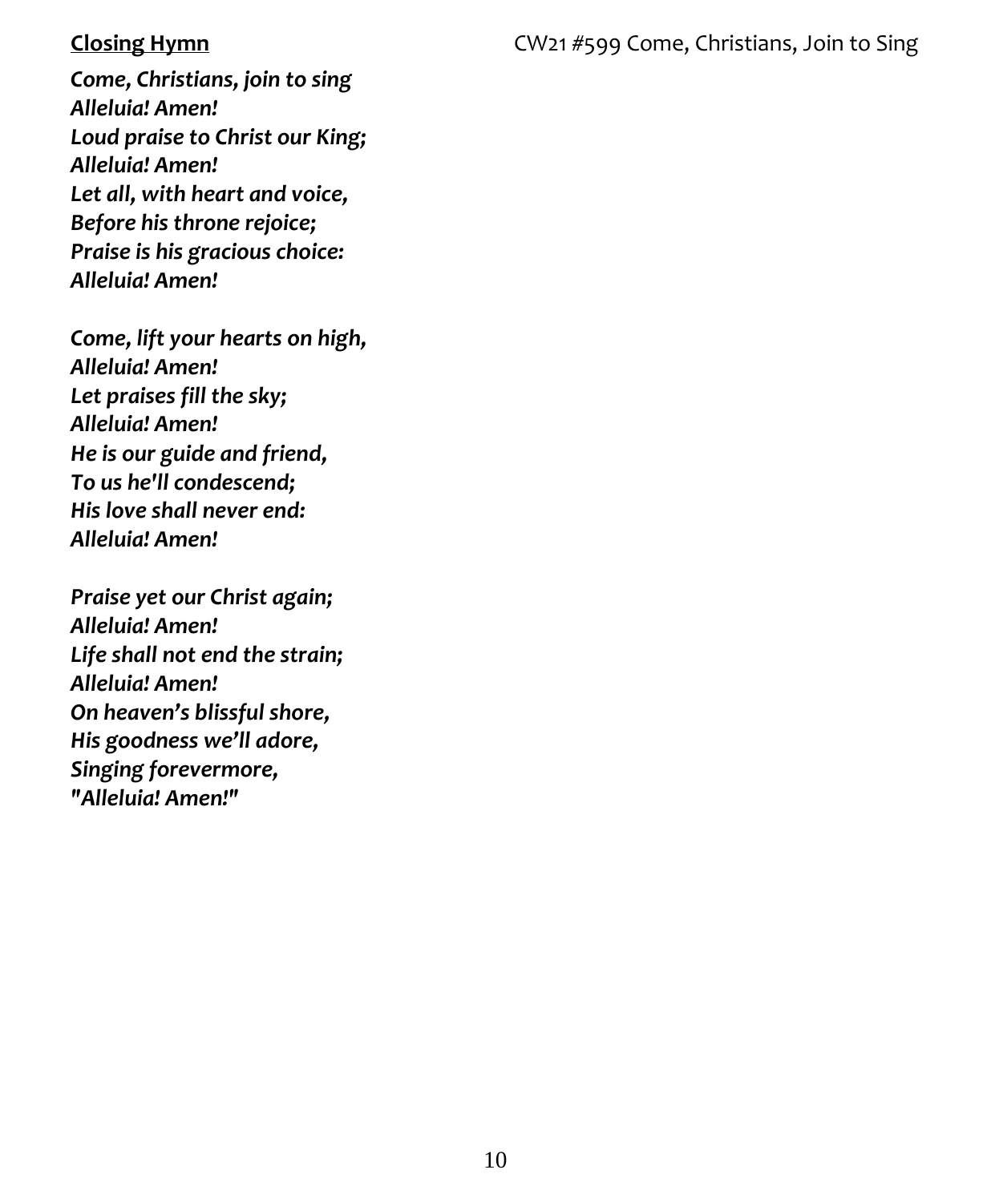<u>**Closing Hymn**</u> CW21 #599 Come, Christians, Join to Sing

***Come, Christians, join to sing***
***Alleluia! Amen!***
***Loud praise to Christ our King;***
***Alleluia! Amen!***
***Let all, with heart and voice,***
***Before his throne rejoice;***
***Praise is his gracious choice:***
***Alleluia! Amen!***

***Come, lift your hearts on high,***
***Alleluia! Amen!***
***Let praises fill the sky;***
***Alleluia! Amen!***
***He is our guide and friend,***
***To us he'll condescend;***
***His love shall never end:***
***Alleluia! Amen!***

***Praise yet our Christ again;***
***Alleluia! Amen!***
***Life shall not end the strain;***
***Alleluia! Amen!***
***On heaven's blissful shore,***
***His goodness we'll adore,***
***Singing forevermore,***
***"Alleluia! Amen!"***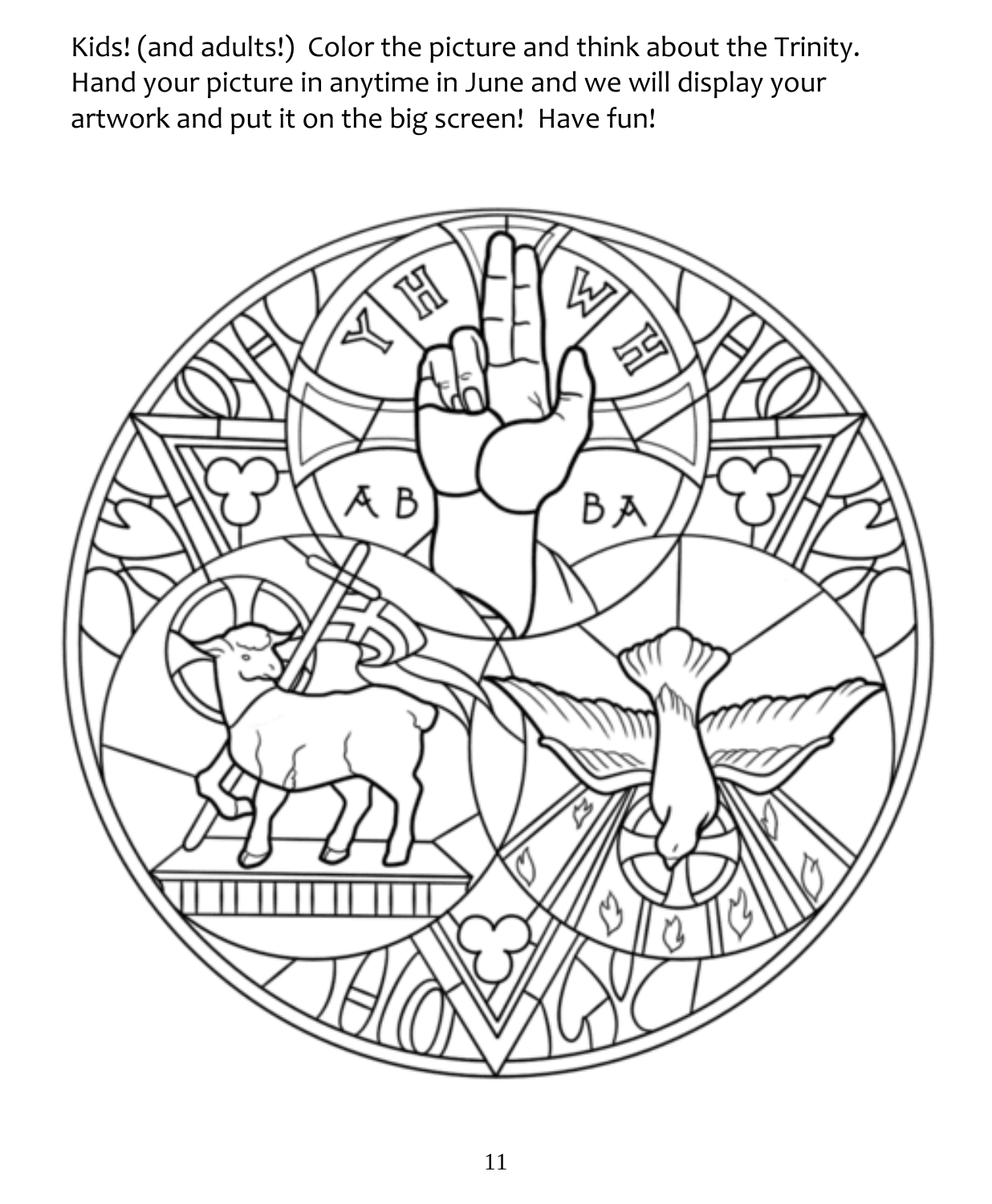Kids! (and adults!) Color the picture and think about the Trinity. Hand your picture in anytime in June and we will display your artwork and put it on the big screen! Have fun!